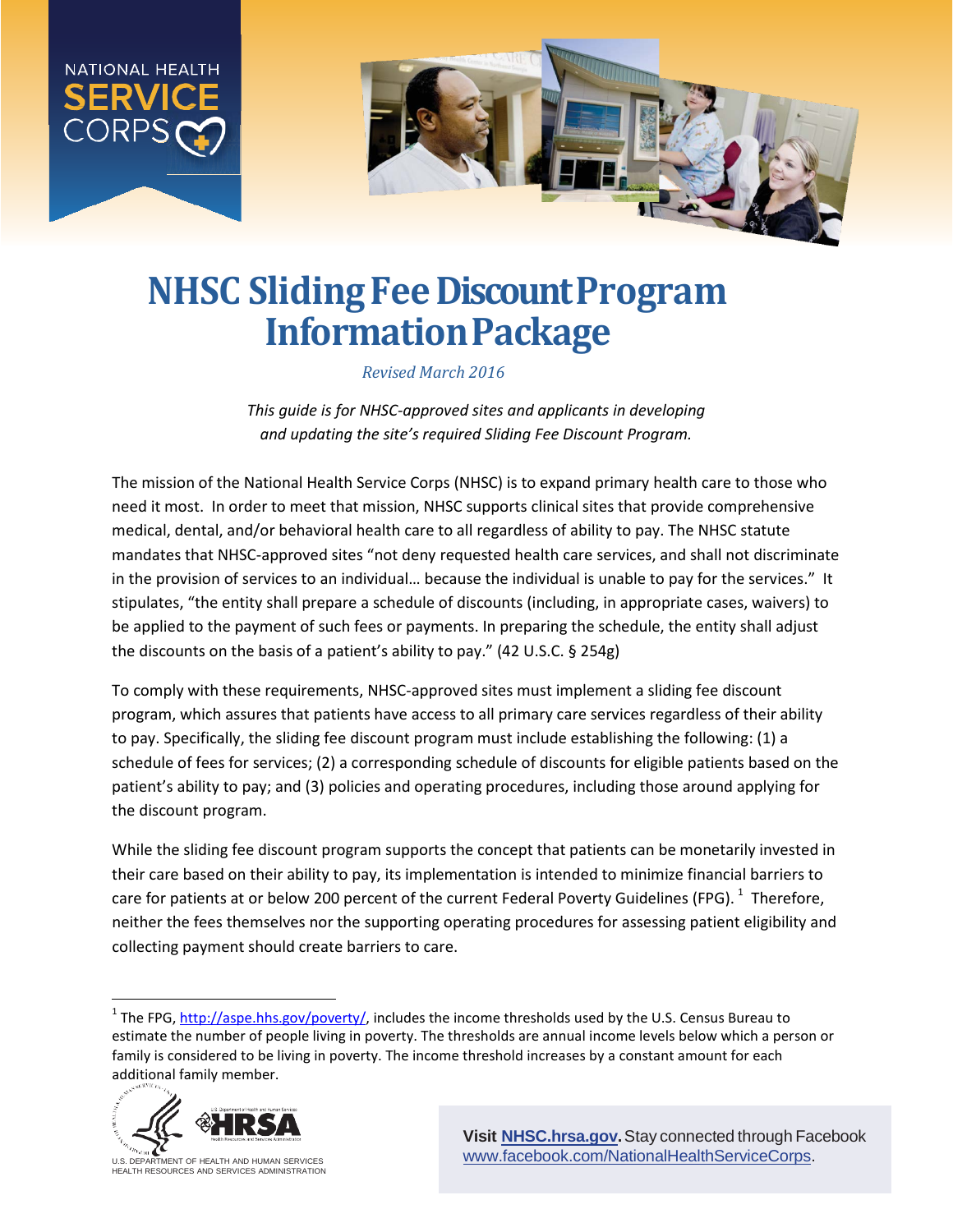NATIONAL HEALTH SERVICE CORPS

# NHSC Sliding Fee Discount Program Information Package

*Revised March 2016*

*This guide is for NHSC-approved sites and applicants in developing and updating the site's required Sliding Fee Discount Program.*

The mission of the National Health Service Corps (NHSC) is to expand primary health care to those who need it most. In order to meet that mission, NHSC supports clinical sites that provide comprehensive medical, dental, and/or behavioral health care to all regardless of ability to pay. The NHSC statute mandates that NHSC-approved sites "not deny requested health care services, and shall not discriminate in the provision of services to an individual… because the individual is unable to pay for the services." It stipulates, "the entity shall prepare a schedule of discounts (including, in appropriate cases, waivers) to be applied to the payment of such fees or payments. In preparing the schedule, the entity shall adjust the discounts on the basis of a patient's ability to pay." (42 U.S.C. § 254g)

To comply with these requirements, NHSC-approved sites must implement a sliding fee discount program, which assures that patients have access to all primary care services regardless of their ability to pay. Specifically, the sliding fee discount program must include establishing the following: (1) a schedule of fees for services; (2) a corresponding schedule of discounts for eligible patients based on the patient's ability to pay; and (3) policies and operating procedures, including those around applying for the discount program.

While the sliding fee discount program supports the concept that patients can be monetarily invested in their care based on their ability to pay, its implementation is intended to minimize financial barriers to care for patients at or below 200 percent of the current Federal Poverty Guidelines (FPG).[1] Therefore, neither the fees themselves nor the supporting operating procedures for assessing patient eligibility and collecting payment should create barriers to care.

[1] The FPG, http://aspe.hhs.gov/poverty/, includes the income thresholds used by the U.S. Census Bureau to estimate the number of people living in poverty. The thresholds are annual income levels below which a person or family is considered to be living in poverty. The income threshold increases by a constant amount for each additional family member.

U.S. DEPARTMENT OF HEALTH AND HUMAN SERVICES
HEALTH RESOURCES AND SERVICES ADMINISTRATION

**Visit NHSC.hrsa.gov.** Stay connected through Facebook www.facebook.com/NationalHealthServiceCorps.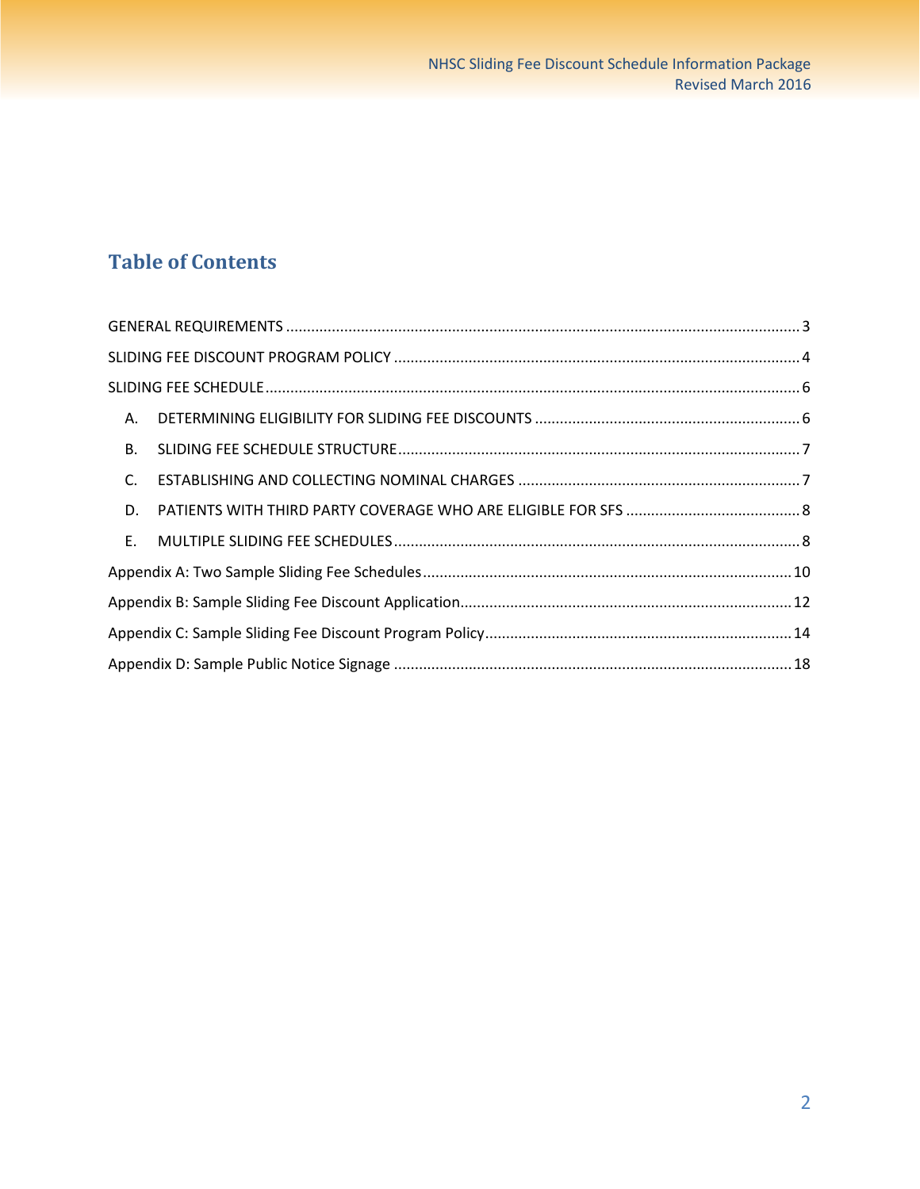# Table of Contents

GENERAL REQUIREMENTS ........................................................................................................................ 3

SLIDING FEE DISCOUNT PROGRAM POLICY ............................................................................................. 4

SLIDING FEE SCHEDULE ........................................................................................................................... 6

- A. DETERMINING ELIGIBILITY FOR SLIDING FEE DISCOUNTS ............................................................. 6
- B. SLIDING FEE SCHEDULE STRUCTURE ................................................................................................ 7
- C. ESTABLISHING AND COLLECTING NOMINAL CHARGES ................................................................... 7
- D. PATIENTS WITH THIRD PARTY COVERAGE WHO ARE ELIGIBLE FOR SFS ........................................ 8
- E. MULTIPLE SLIDING FEE SCHEDULES ................................................................................................. 8

Appendix A: Two Sample Sliding Fee Schedules ........................................................................................ 10

Appendix B: Sample Sliding Fee Discount Application ............................................................................... 12

Appendix C: Sample Sliding Fee Discount Program Policy ......................................................................... 14

Appendix D: Sample Public Notice Signage ............................................................................................... 18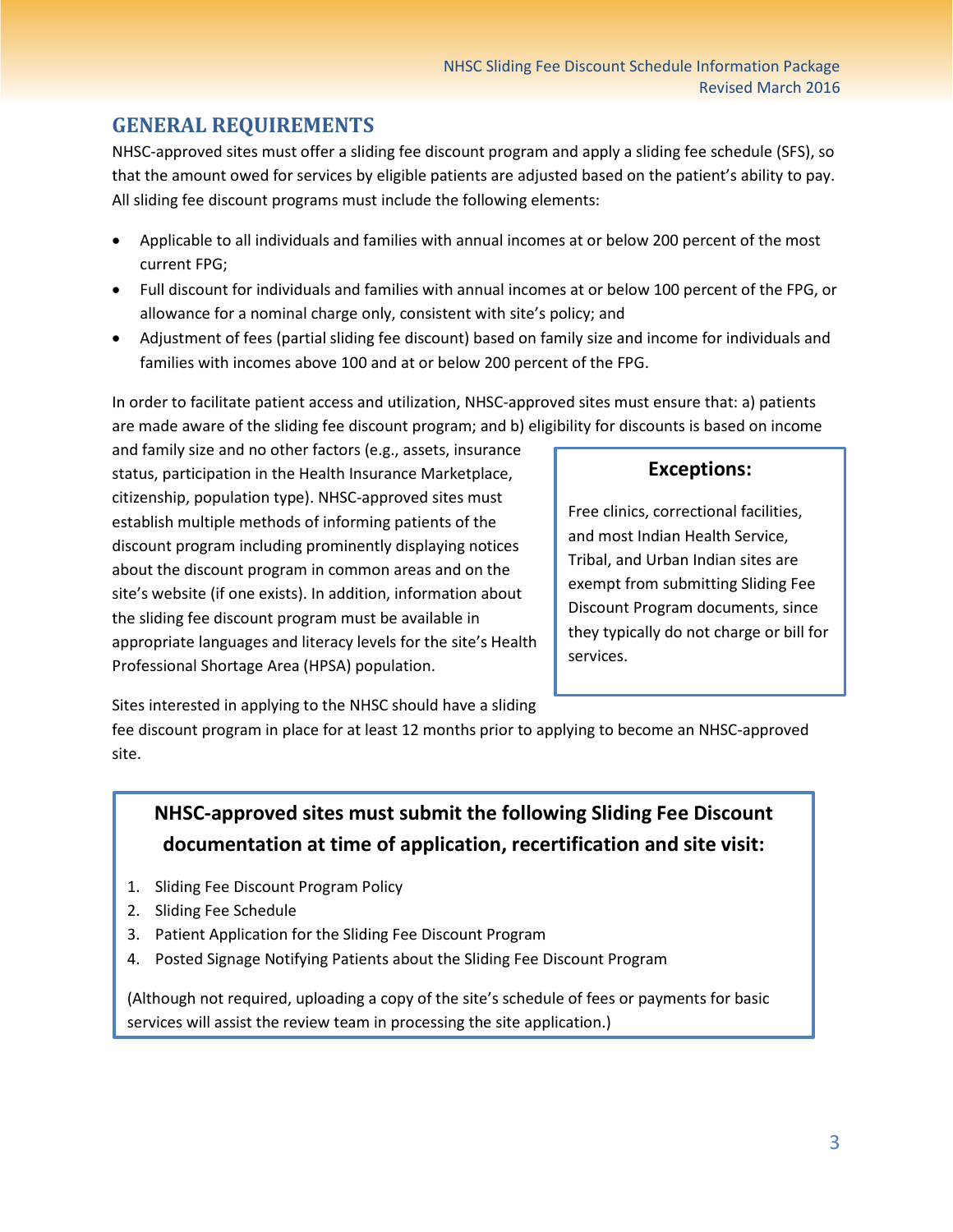## GENERAL REQUIREMENTS

NHSC-approved sites must offer a sliding fee discount program and apply a sliding fee schedule (SFS), so that the amount owed for services by eligible patients are adjusted based on the patient's ability to pay. All sliding fee discount programs must include the following elements:

- Applicable to all individuals and families with annual incomes at or below 200 percent of the most current FPG;
- Full discount for individuals and families with annual incomes at or below 100 percent of the FPG, or allowance for a nominal charge only, consistent with site's policy; and
- Adjustment of fees (partial sliding fee discount) based on family size and income for individuals and families with incomes above 100 and at or below 200 percent of the FPG.

In order to facilitate patient access and utilization, NHSC-approved sites must ensure that: a) patients are made aware of the sliding fee discount program; and b) eligibility for discounts is based on income and family size and no other factors (e.g., assets, insurance status, participation in the Health Insurance Marketplace, citizenship, population type). NHSC-approved sites must establish multiple methods of informing patients of the discount program including prominently displaying notices about the discount program in common areas and on the site's website (if one exists). In addition, information about the sliding fee discount program must be available in appropriate languages and literacy levels for the site's Health Professional Shortage Area (HPSA) population.

Sites interested in applying to the NHSC should have a sliding fee discount program in place for at least 12 months prior to applying to become an NHSC-approved site.

**Exceptions:**

Free clinics, correctional facilities, and most Indian Health Service, Tribal, and Urban Indian sites are exempt from submitting Sliding Fee Discount Program documents, since they typically do not charge or bill for services.

**NHSC-approved sites must submit the following Sliding Fee Discount documentation at time of application, recertification and site visit:**

1. Sliding Fee Discount Program Policy
2. Sliding Fee Schedule
3. Patient Application for the Sliding Fee Discount Program
4. Posted Signage Notifying Patients about the Sliding Fee Discount Program

(Although not required, uploading a copy of the site's schedule of fees or payments for basic services will assist the review team in processing the site application.)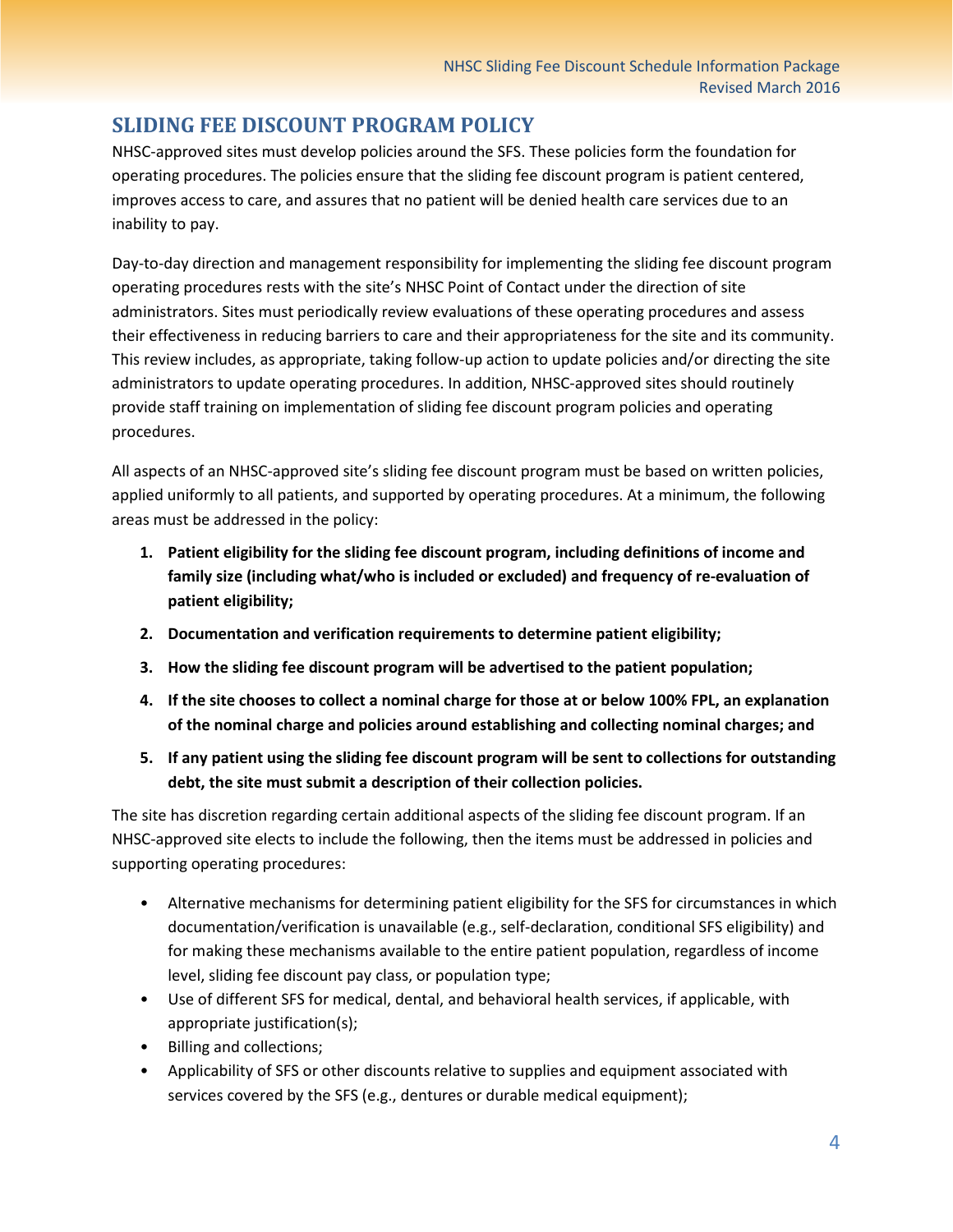## SLIDING FEE DISCOUNT PROGRAM POLICY

NHSC-approved sites must develop policies around the SFS. These policies form the foundation for operating procedures. The policies ensure that the sliding fee discount program is patient centered, improves access to care, and assures that no patient will be denied health care services due to an inability to pay.

Day-to-day direction and management responsibility for implementing the sliding fee discount program operating procedures rests with the site's NHSC Point of Contact under the direction of site administrators. Sites must periodically review evaluations of these operating procedures and assess their effectiveness in reducing barriers to care and their appropriateness for the site and its community. This review includes, as appropriate, taking follow-up action to update policies and/or directing the site administrators to update operating procedures. In addition, NHSC-approved sites should routinely provide staff training on implementation of sliding fee discount program policies and operating procedures.

All aspects of an NHSC-approved site's sliding fee discount program must be based on written policies, applied uniformly to all patients, and supported by operating procedures. At a minimum, the following areas must be addressed in the policy:

1. **Patient eligibility for the sliding fee discount program, including definitions of income and family size (including what/who is included or excluded) and frequency of re-evaluation of patient eligibility;**
2. **Documentation and verification requirements to determine patient eligibility;**
3. **How the sliding fee discount program will be advertised to the patient population;**
4. **If the site chooses to collect a nominal charge for those at or below 100% FPL, an explanation of the nominal charge and policies around establishing and collecting nominal charges; and**
5. **If any patient using the sliding fee discount program will be sent to collections for outstanding debt, the site must submit a description of their collection policies.**

The site has discretion regarding certain additional aspects of the sliding fee discount program. If an NHSC-approved site elects to include the following, then the items must be addressed in policies and supporting operating procedures:

- Alternative mechanisms for determining patient eligibility for the SFS for circumstances in which documentation/verification is unavailable (e.g., self-declaration, conditional SFS eligibility) and for making these mechanisms available to the entire patient population, regardless of income level, sliding fee discount pay class, or population type;
- Use of different SFS for medical, dental, and behavioral health services, if applicable, with appropriate justification(s);
- Billing and collections;
- Applicability of SFS or other discounts relative to supplies and equipment associated with services covered by the SFS (e.g., dentures or durable medical equipment);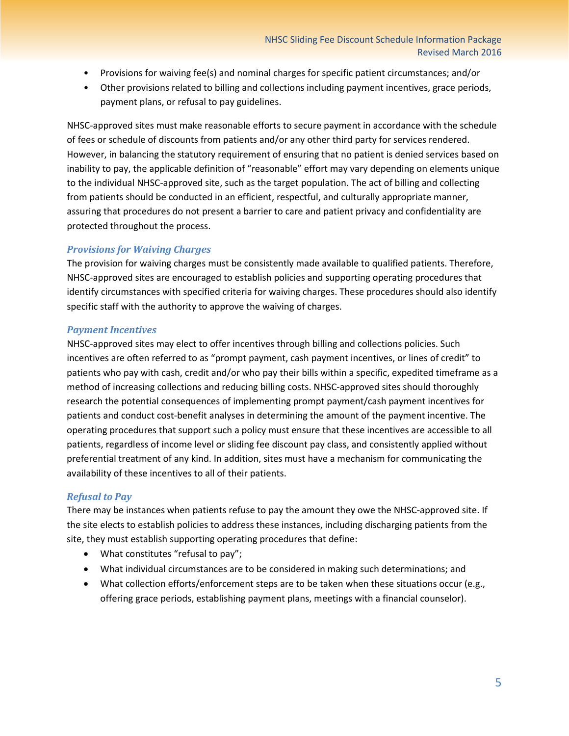- Provisions for waiving fee(s) and nominal charges for specific patient circumstances; and/or
- Other provisions related to billing and collections including payment incentives, grace periods, payment plans, or refusal to pay guidelines.

NHSC-approved sites must make reasonable efforts to secure payment in accordance with the schedule of fees or schedule of discounts from patients and/or any other third party for services rendered. However, in balancing the statutory requirement of ensuring that no patient is denied services based on inability to pay, the applicable definition of "reasonable" effort may vary depending on elements unique to the individual NHSC-approved site, such as the target population. The act of billing and collecting from patients should be conducted in an efficient, respectful, and culturally appropriate manner, assuring that procedures do not present a barrier to care and patient privacy and confidentiality are protected throughout the process.

### *Provisions for Waiving Charges*

The provision for waiving charges must be consistently made available to qualified patients. Therefore, NHSC-approved sites are encouraged to establish policies and supporting operating procedures that identify circumstances with specified criteria for waiving charges. These procedures should also identify specific staff with the authority to approve the waiving of charges.

### *Payment Incentives*

NHSC-approved sites may elect to offer incentives through billing and collections policies. Such incentives are often referred to as "prompt payment, cash payment incentives, or lines of credit" to patients who pay with cash, credit and/or who pay their bills within a specific, expedited timeframe as a method of increasing collections and reducing billing costs. NHSC-approved sites should thoroughly research the potential consequences of implementing prompt payment/cash payment incentives for patients and conduct cost-benefit analyses in determining the amount of the payment incentive. The operating procedures that support such a policy must ensure that these incentives are accessible to all patients, regardless of income level or sliding fee discount pay class, and consistently applied without preferential treatment of any kind. In addition, sites must have a mechanism for communicating the availability of these incentives to all of their patients.

### *Refusal to Pay*

There may be instances when patients refuse to pay the amount they owe the NHSC-approved site. If the site elects to establish policies to address these instances, including discharging patients from the site, they must establish supporting operating procedures that define:

- What constitutes "refusal to pay";
- What individual circumstances are to be considered in making such determinations; and
- What collection efforts/enforcement steps are to be taken when these situations occur (e.g., offering grace periods, establishing payment plans, meetings with a financial counselor).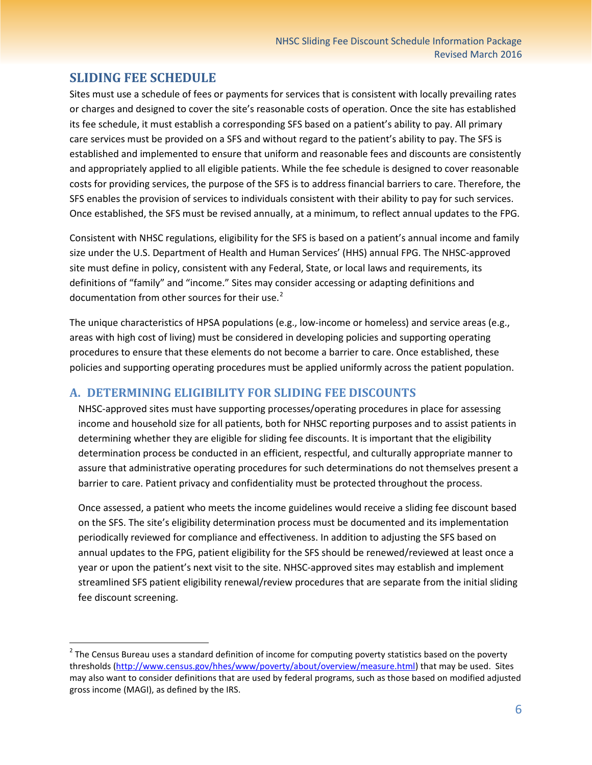## SLIDING FEE SCHEDULE

Sites must use a schedule of fees or payments for services that is consistent with locally prevailing rates or charges and designed to cover the site's reasonable costs of operation. Once the site has established its fee schedule, it must establish a corresponding SFS based on a patient's ability to pay. All primary care services must be provided on a SFS and without regard to the patient's ability to pay. The SFS is established and implemented to ensure that uniform and reasonable fees and discounts are consistently and appropriately applied to all eligible patients. While the fee schedule is designed to cover reasonable costs for providing services, the purpose of the SFS is to address financial barriers to care. Therefore, the SFS enables the provision of services to individuals consistent with their ability to pay for such services. Once established, the SFS must be revised annually, at a minimum, to reflect annual updates to the FPG.

Consistent with NHSC regulations, eligibility for the SFS is based on a patient's annual income and family size under the U.S. Department of Health and Human Services' (HHS) annual FPG. The NHSC-approved site must define in policy, consistent with any Federal, State, or local laws and requirements, its definitions of "family" and "income." Sites may consider accessing or adapting definitions and documentation from other sources for their use.[2]

The unique characteristics of HPSA populations (e.g., low-income or homeless) and service areas (e.g., areas with high cost of living) must be considered in developing policies and supporting operating procedures to ensure that these elements do not become a barrier to care. Once established, these policies and supporting operating procedures must be applied uniformly across the patient population.

### A. DETERMINING ELIGIBILITY FOR SLIDING FEE DISCOUNTS

NHSC-approved sites must have supporting processes/operating procedures in place for assessing income and household size for all patients, both for NHSC reporting purposes and to assist patients in determining whether they are eligible for sliding fee discounts. It is important that the eligibility determination process be conducted in an efficient, respectful, and culturally appropriate manner to assure that administrative operating procedures for such determinations do not themselves present a barrier to care. Patient privacy and confidentiality must be protected throughout the process.

Once assessed, a patient who meets the income guidelines would receive a sliding fee discount based on the SFS. The site's eligibility determination process must be documented and its implementation periodically reviewed for compliance and effectiveness. In addition to adjusting the SFS based on annual updates to the FPG, patient eligibility for the SFS should be renewed/reviewed at least once a year or upon the patient's next visit to the site. NHSC-approved sites may establish and implement streamlined SFS patient eligibility renewal/review procedures that are separate from the initial sliding fee discount screening.

---

[2] The Census Bureau uses a standard definition of income for computing poverty statistics based on the poverty thresholds (http://www.census.gov/hhes/www/poverty/about/overview/measure.html) that may be used. Sites may also want to consider definitions that are used by federal programs, such as those based on modified adjusted gross income (MAGI), as defined by the IRS.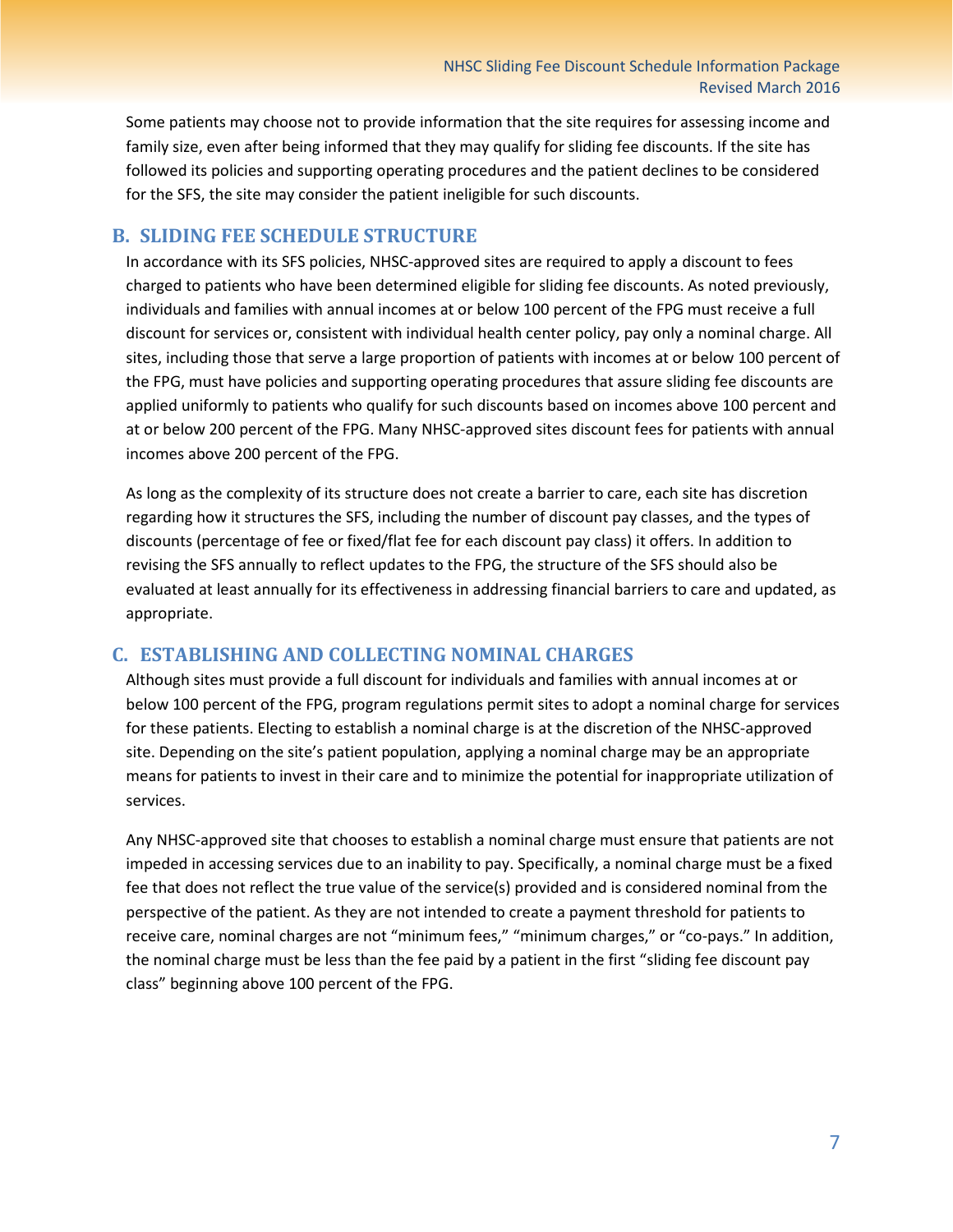Some patients may choose not to provide information that the site requires for assessing income and family size, even after being informed that they may qualify for sliding fee discounts. If the site has followed its policies and supporting operating procedures and the patient declines to be considered for the SFS, the site may consider the patient ineligible for such discounts.

## B. SLIDING FEE SCHEDULE STRUCTURE

In accordance with its SFS policies, NHSC-approved sites are required to apply a discount to fees charged to patients who have been determined eligible for sliding fee discounts. As noted previously, individuals and families with annual incomes at or below 100 percent of the FPG must receive a full discount for services or, consistent with individual health center policy, pay only a nominal charge. All sites, including those that serve a large proportion of patients with incomes at or below 100 percent of the FPG, must have policies and supporting operating procedures that assure sliding fee discounts are applied uniformly to patients who qualify for such discounts based on incomes above 100 percent and at or below 200 percent of the FPG. Many NHSC-approved sites discount fees for patients with annual incomes above 200 percent of the FPG.

As long as the complexity of its structure does not create a barrier to care, each site has discretion regarding how it structures the SFS, including the number of discount pay classes, and the types of discounts (percentage of fee or fixed/flat fee for each discount pay class) it offers. In addition to revising the SFS annually to reflect updates to the FPG, the structure of the SFS should also be evaluated at least annually for its effectiveness in addressing financial barriers to care and updated, as appropriate.

## C. ESTABLISHING AND COLLECTING NOMINAL CHARGES

Although sites must provide a full discount for individuals and families with annual incomes at or below 100 percent of the FPG, program regulations permit sites to adopt a nominal charge for services for these patients. Electing to establish a nominal charge is at the discretion of the NHSC-approved site. Depending on the site's patient population, applying a nominal charge may be an appropriate means for patients to invest in their care and to minimize the potential for inappropriate utilization of services.

Any NHSC-approved site that chooses to establish a nominal charge must ensure that patients are not impeded in accessing services due to an inability to pay. Specifically, a nominal charge must be a fixed fee that does not reflect the true value of the service(s) provided and is considered nominal from the perspective of the patient. As they are not intended to create a payment threshold for patients to receive care, nominal charges are not "minimum fees," "minimum charges," or "co-pays." In addition, the nominal charge must be less than the fee paid by a patient in the first "sliding fee discount pay class" beginning above 100 percent of the FPG.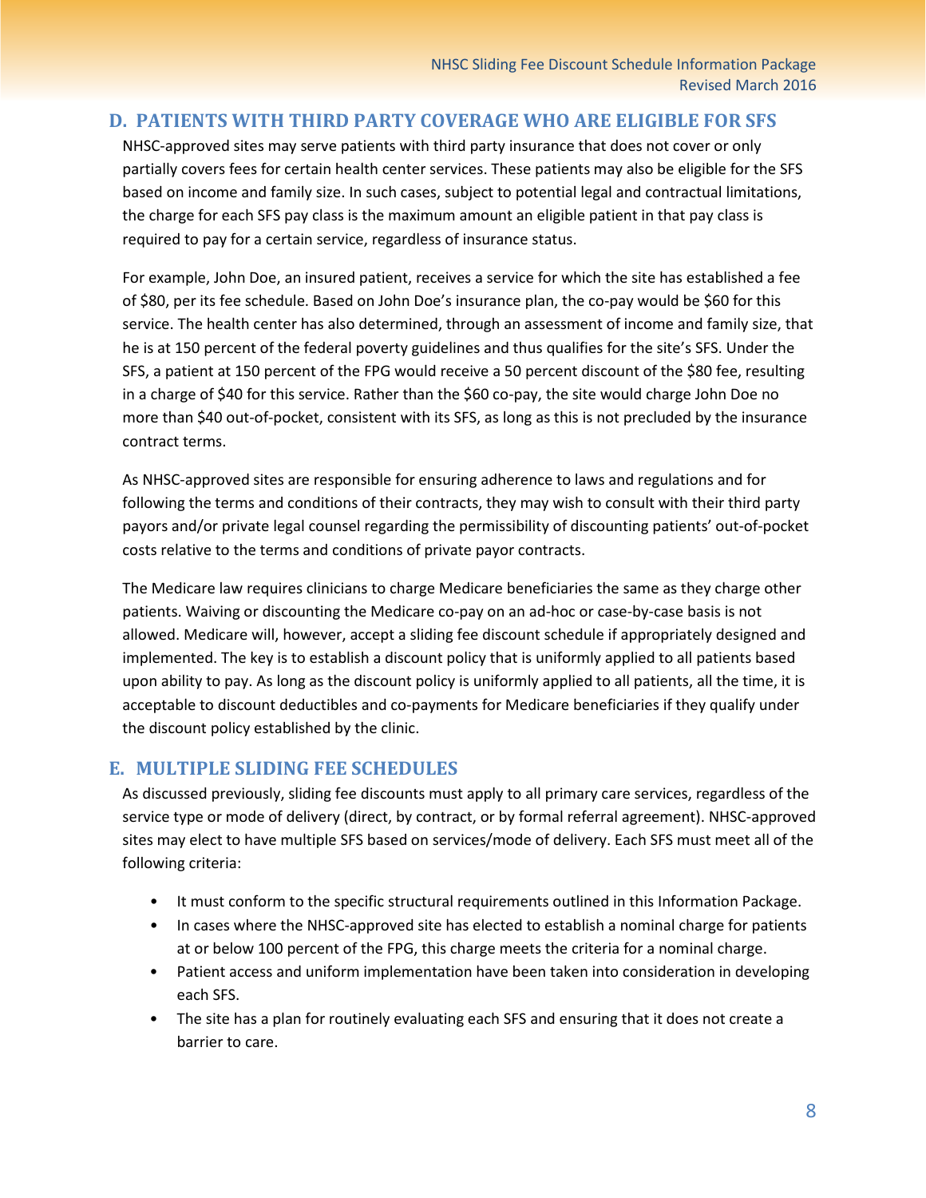## D. PATIENTS WITH THIRD PARTY COVERAGE WHO ARE ELIGIBLE FOR SFS

NHSC-approved sites may serve patients with third party insurance that does not cover or only partially covers fees for certain health center services. These patients may also be eligible for the SFS based on income and family size. In such cases, subject to potential legal and contractual limitations, the charge for each SFS pay class is the maximum amount an eligible patient in that pay class is required to pay for a certain service, regardless of insurance status.

For example, John Doe, an insured patient, receives a service for which the site has established a fee of $80, per its fee schedule. Based on John Doe's insurance plan, the co-pay would be $60 for this service. The health center has also determined, through an assessment of income and family size, that he is at 150 percent of the federal poverty guidelines and thus qualifies for the site's SFS. Under the SFS, a patient at 150 percent of the FPG would receive a 50 percent discount of the $80 fee, resulting in a charge of $40 for this service. Rather than the $60 co-pay, the site would charge John Doe no more than $40 out-of-pocket, consistent with its SFS, as long as this is not precluded by the insurance contract terms.

As NHSC-approved sites are responsible for ensuring adherence to laws and regulations and for following the terms and conditions of their contracts, they may wish to consult with their third party payors and/or private legal counsel regarding the permissibility of discounting patients' out-of-pocket costs relative to the terms and conditions of private payor contracts.

The Medicare law requires clinicians to charge Medicare beneficiaries the same as they charge other patients. Waiving or discounting the Medicare co-pay on an ad-hoc or case-by-case basis is not allowed. Medicare will, however, accept a sliding fee discount schedule if appropriately designed and implemented. The key is to establish a discount policy that is uniformly applied to all patients based upon ability to pay. As long as the discount policy is uniformly applied to all patients, all the time, it is acceptable to discount deductibles and co-payments for Medicare beneficiaries if they qualify under the discount policy established by the clinic.

## E. MULTIPLE SLIDING FEE SCHEDULES

As discussed previously, sliding fee discounts must apply to all primary care services, regardless of the service type or mode of delivery (direct, by contract, or by formal referral agreement). NHSC-approved sites may elect to have multiple SFS based on services/mode of delivery. Each SFS must meet all of the following criteria:

- It must conform to the specific structural requirements outlined in this Information Package.
- In cases where the NHSC-approved site has elected to establish a nominal charge for patients at or below 100 percent of the FPG, this charge meets the criteria for a nominal charge.
- Patient access and uniform implementation have been taken into consideration in developing each SFS.
- The site has a plan for routinely evaluating each SFS and ensuring that it does not create a barrier to care.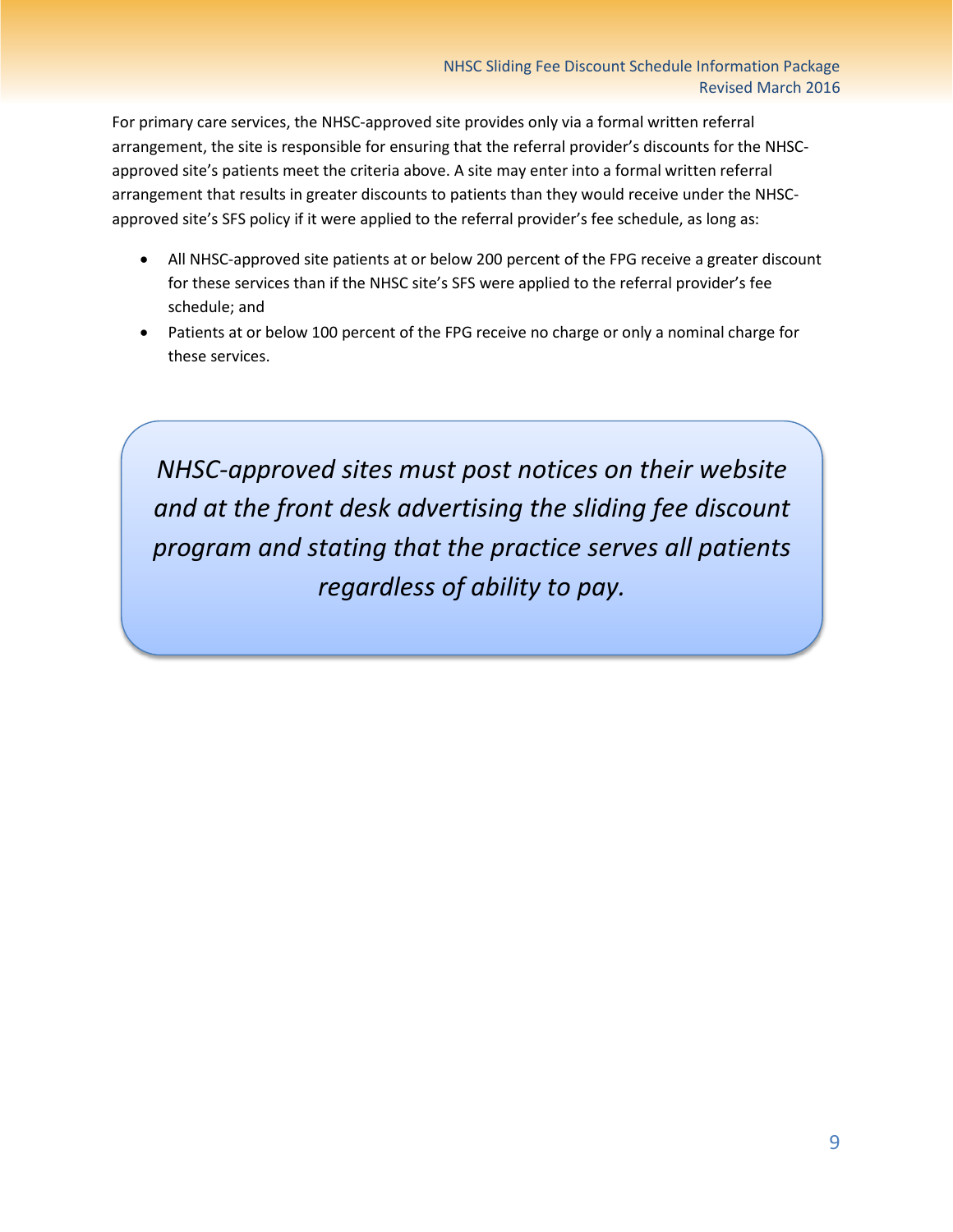For primary care services, the NHSC-approved site provides only via a formal written referral arrangement, the site is responsible for ensuring that the referral provider's discounts for the NHSC-approved site's patients meet the criteria above. A site may enter into a formal written referral arrangement that results in greater discounts to patients than they would receive under the NHSC-approved site's SFS policy if it were applied to the referral provider's fee schedule, as long as:

- All NHSC-approved site patients at or below 200 percent of the FPG receive a greater discount for these services than if the NHSC site's SFS were applied to the referral provider's fee schedule; and
- Patients at or below 100 percent of the FPG receive no charge or only a nominal charge for these services.

*NHSC-approved sites must post notices on their website and at the front desk advertising the sliding fee discount program and stating that the practice serves all patients regardless of ability to pay.*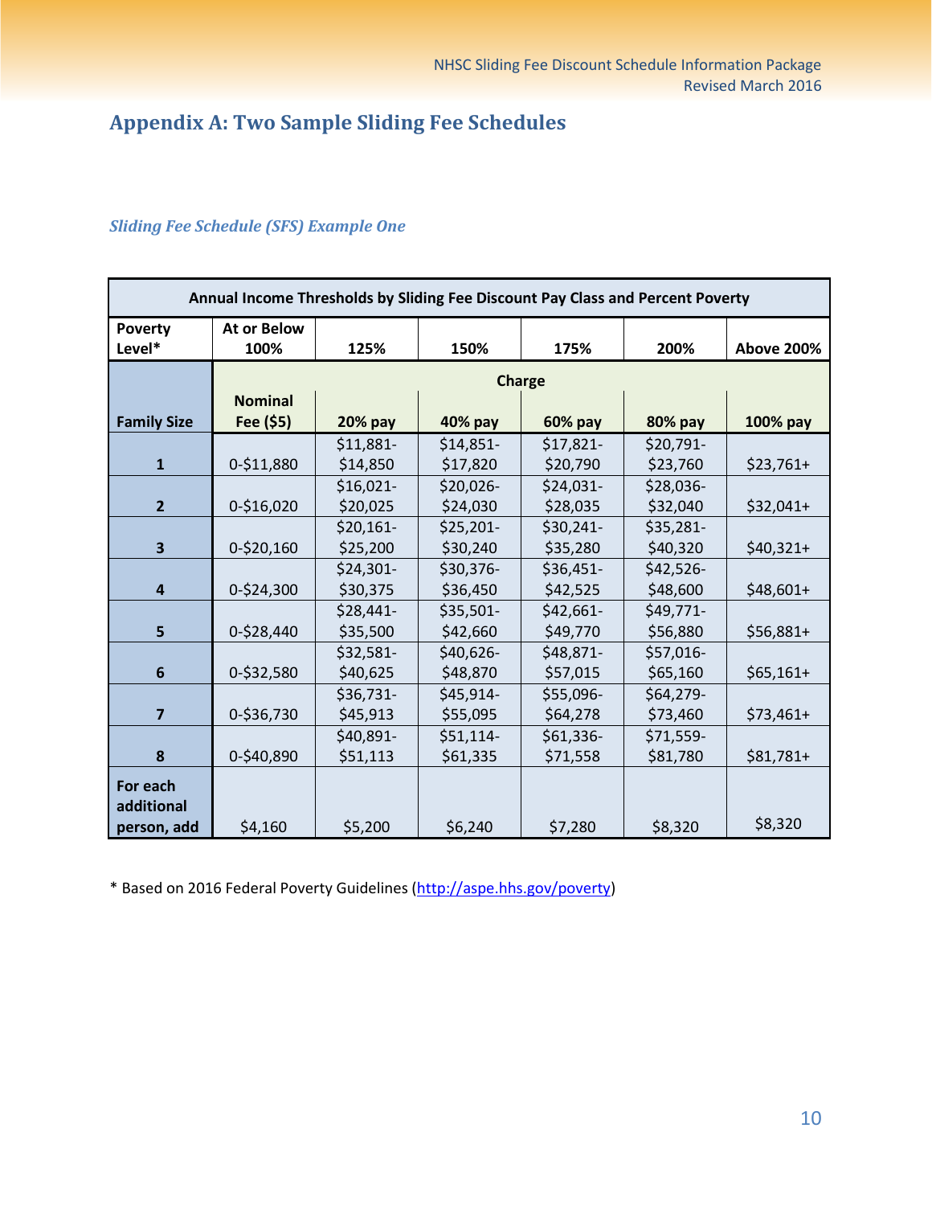# Appendix A: Two Sample Sliding Fee Schedules

*Sliding Fee Schedule (SFS) Example One*

| Annual Income Thresholds by Sliding Fee Discount Pay Class and Percent Poverty | | | | | | |
|---|---|---|---|---|---|---|
| **Poverty Level*** | **At or Below 100%** | **125%** | **150%** | **175%** | **200%** | **Above 200%** |
| | **Charge** | | | | | |
| **Family Size** | **Nominal Fee ($5)** | **20% pay** | **40% pay** | **60% pay** | **80% pay** | **100% pay** |
| **1** | 0-$11,880 | $11,881-$14,850 | $14,851-$17,820 | $17,821-$20,790 | $20,791-$23,760 | $23,761+ |
| **2** | 0-$16,020 | $16,021-$20,025 | $20,026-$24,030 | $24,031-$28,035 | $28,036-$32,040 | $32,041+ |
| **3** | 0-$20,160 | $20,161-$25,200 | $25,201-$30,240 | $30,241-$35,280 | $35,281-$40,320 | $40,321+ |
| **4** | 0-$24,300 | $24,301-$30,375 | $30,376-$36,450 | $36,451-$42,525 | $42,526-$48,600 | $48,601+ |
| **5** | 0-$28,440 | $28,441-$35,500 | $35,501-$42,660 | $42,661-$49,770 | $49,771-$56,880 | $56,881+ |
| **6** | 0-$32,580 | $32,581-$40,625 | $40,626-$48,870 | $48,871-$57,015 | $57,016-$65,160 | $65,161+ |
| **7** | 0-$36,730 | $36,731-$45,913 | $45,914-$55,095 | $55,096-$64,278 | $64,279-$73,460 | $73,461+ |
| **8** | 0-$40,890 | $40,891-$51,113 | $51,114-$61,335 | $61,336-$71,558 | $71,559-$81,780 | $81,781+ |
| **For each additional person, add** | $4,160 | $5,200 | $6,240 | $7,280 | $8,320 | $8,320 |

* Based on 2016 Federal Poverty Guidelines (http://aspe.hhs.gov/poverty)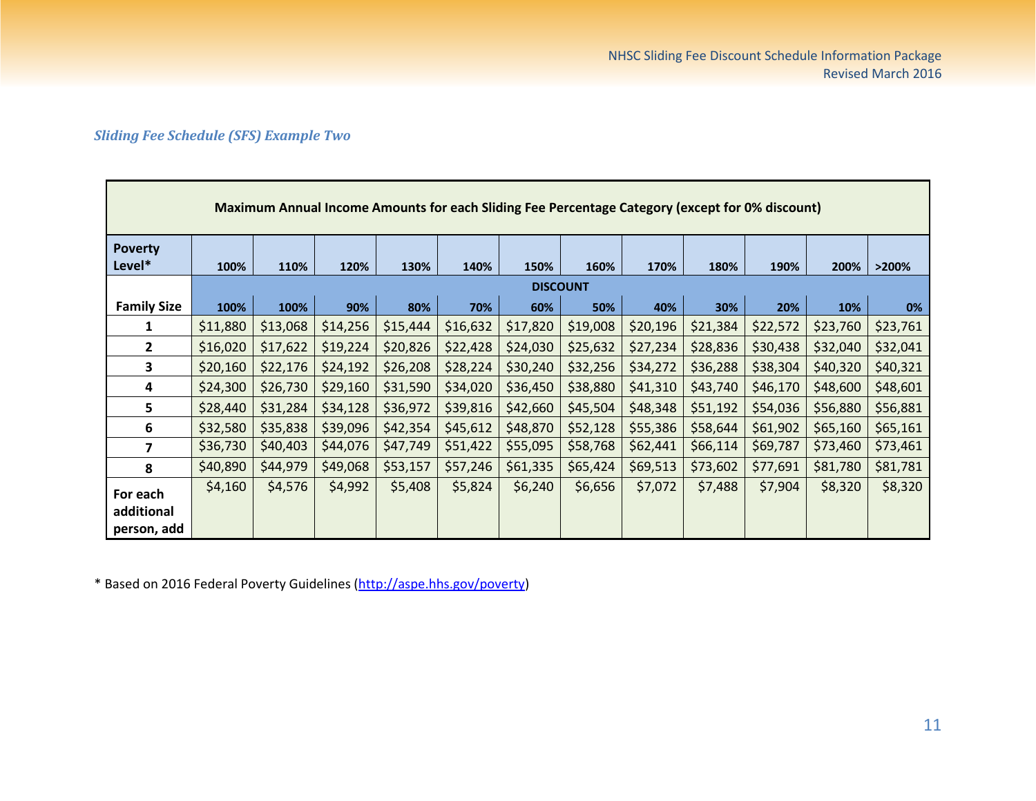### *Sliding Fee Schedule (SFS) Example Two*

| Maximum Annual Income Amounts for each Sliding Fee Percentage Category (except for 0% discount) | | | | | | | | | | | | |
|---|---|---|---|---|---|---|---|---|---|---|---|---|
| **Poverty Level*** | **100%** | **110%** | **120%** | **130%** | **140%** | **150%** | **160%** | **170%** | **180%** | **190%** | **200%** | **>200%** |
| | **DISCOUNT** | | | | | | | | | | | |
| **Family Size** | **100%** | **100%** | **90%** | **80%** | **70%** | **60%** | **50%** | **40%** | **30%** | **20%** | **10%** | **0%** |
| **1** | $11,880 | $13,068 | $14,256 | $15,444 | $16,632 | $17,820 | $19,008 | $20,196 | $21,384 | $22,572 | $23,760 | $23,761 |
| **2** | $16,020 | $17,622 | $19,224 | $20,826 | $22,428 | $24,030 | $25,632 | $27,234 | $28,836 | $30,438 | $32,040 | $32,041 |
| **3** | $20,160 | $22,176 | $24,192 | $26,208 | $28,224 | $30,240 | $32,256 | $34,272 | $36,288 | $38,304 | $40,320 | $40,321 |
| **4** | $24,300 | $26,730 | $29,160 | $31,590 | $34,020 | $36,450 | $38,880 | $41,310 | $43,740 | $46,170 | $48,600 | $48,601 |
| **5** | $28,440 | $31,284 | $34,128 | $36,972 | $39,816 | $42,660 | $45,504 | $48,348 | $51,192 | $54,036 | $56,880 | $56,881 |
| **6** | $32,580 | $35,838 | $39,096 | $42,354 | $45,612 | $48,870 | $52,128 | $55,386 | $58,644 | $61,902 | $65,160 | $65,161 |
| **7** | $36,730 | $40,403 | $44,076 | $47,749 | $51,422 | $55,095 | $58,768 | $62,441 | $66,114 | $69,787 | $73,460 | $73,461 |
| **8** | $40,890 | $44,979 | $49,068 | $53,157 | $57,246 | $61,335 | $65,424 | $69,513 | $73,602 | $77,691 | $81,780 | $81,781 |
| **For each additional person, add** | $4,160 | $4,576 | $4,992 | $5,408 | $5,824 | $6,240 | $6,656 | $7,072 | $7,488 | $7,904 | $8,320 | $8,320 |

\* Based on 2016 Federal Poverty Guidelines (http://aspe.hhs.gov/poverty)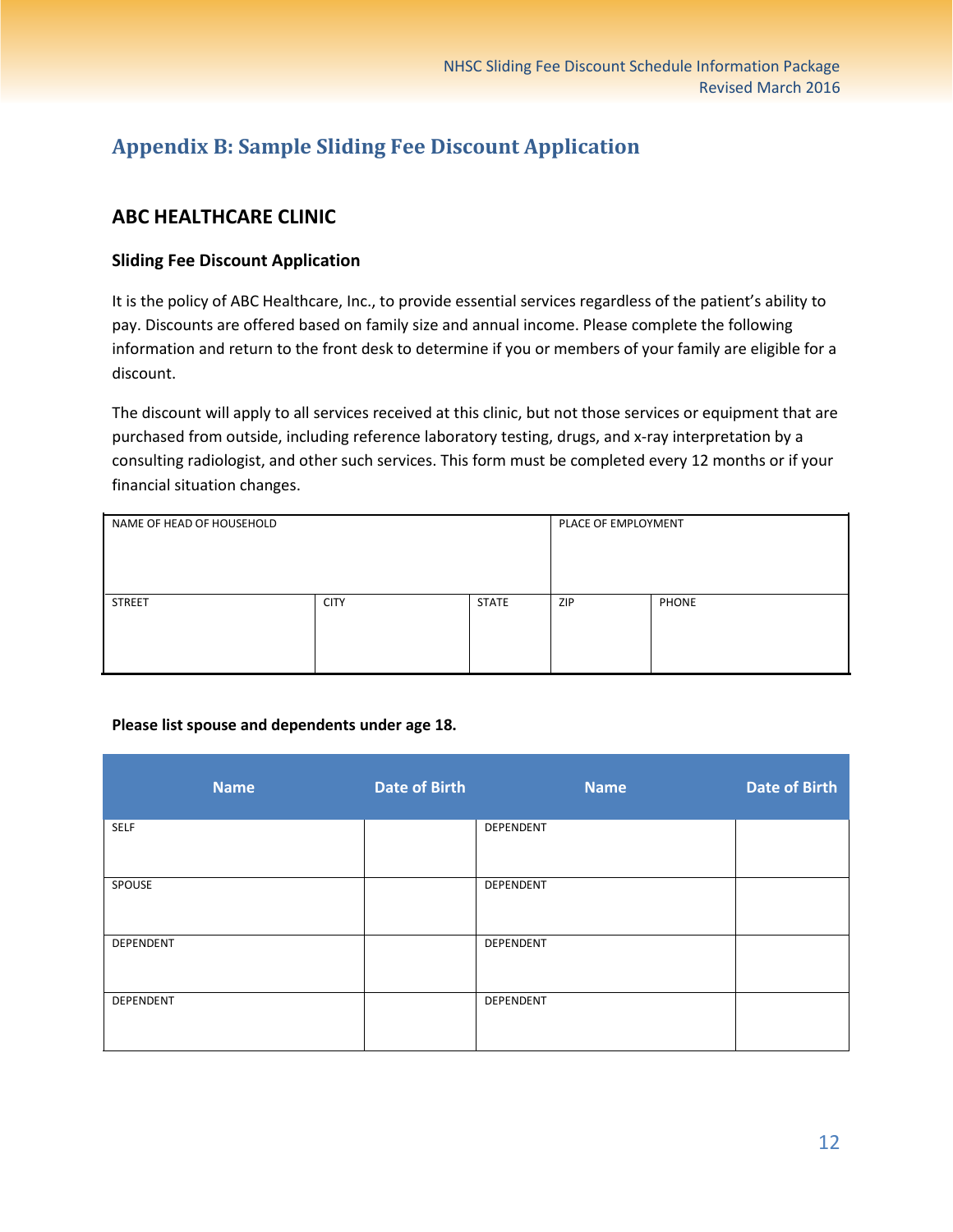## Appendix B: Sample Sliding Fee Discount Application

### ABC HEALTHCARE CLINIC

**Sliding Fee Discount Application**

It is the policy of ABC Healthcare, Inc., to provide essential services regardless of the patient's ability to pay. Discounts are offered based on family size and annual income. Please complete the following information and return to the front desk to determine if you or members of your family are eligible for a discount.

The discount will apply to all services received at this clinic, but not those services or equipment that are purchased from outside, including reference laboratory testing, drugs, and x-ray interpretation by a consulting radiologist, and other such services. This form must be completed every 12 months or if your financial situation changes.

| NAME OF HEAD OF HOUSEHOLD | | | PLACE OF EMPLOYMENT | |
|---|---|---|---|---|
| STREET | CITY | STATE | ZIP | PHONE |
| | | | | |

**Please list spouse and dependents under age 18.**

| Name | Date of Birth | Name | Date of Birth |
|---|---|---|---|
| SELF | | DEPENDENT | |
| SPOUSE | | DEPENDENT | |
| DEPENDENT | | DEPENDENT | |
| DEPENDENT | | DEPENDENT | |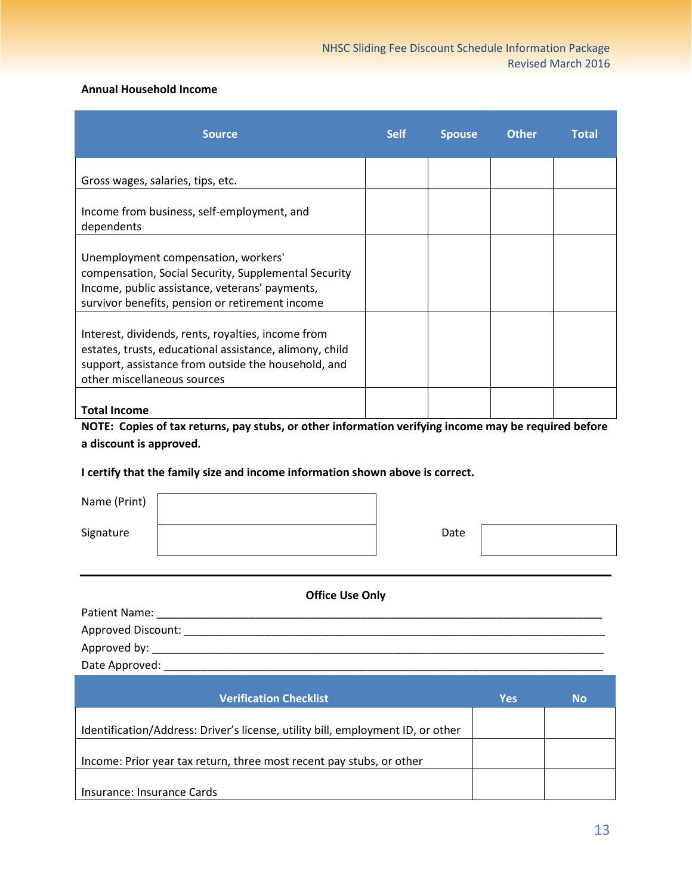**Annual Household Income**

| Source | Self | Spouse | Other | Total |
|---|---|---|---|---|
| Gross wages, salaries, tips, etc. | | | | |
| Income from business, self-employment, and dependents | | | | |
| Unemployment compensation, workers' compensation, Social Security, Supplemental Security Income, public assistance, veterans' payments, survivor benefits, pension or retirement income | | | | |
| Interest, dividends, rents, royalties, income from estates, trusts, educational assistance, alimony, child support, assistance from outside the household, and other miscellaneous sources | | | | |
| **Total Income** | | | | |

**NOTE: Copies of tax returns, pay stubs, or other information verifying income may be required before a discount is approved.**

**I certify that the family size and income information shown above is correct.**

Name (Print) ____________________

Signature ____________________ Date ____________________

---

**Office Use Only**

Patient Name: ____________________

Approved Discount: ____________________

Approved by: ____________________

Date Approved: ____________________

| Verification Checklist | Yes | No |
|---|---|---|
| Identification/Address: Driver's license, utility bill, employment ID, or other | | |
| Income: Prior year tax return, three most recent pay stubs, or other | | |
| Insurance: Insurance Cards | | |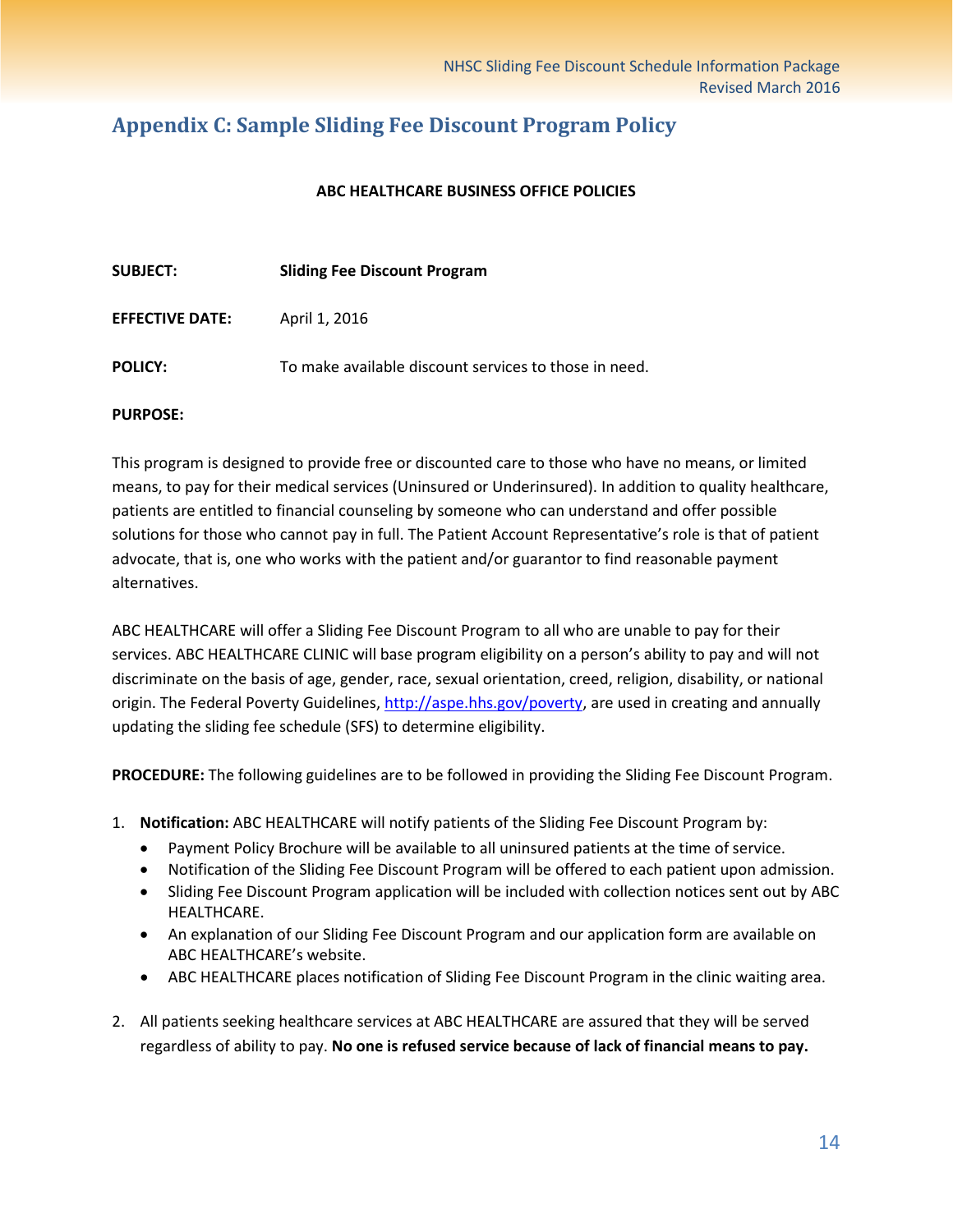## Appendix C: Sample Sliding Fee Discount Program Policy

**ABC HEALTHCARE BUSINESS OFFICE POLICIES**

**SUBJECT:** **Sliding Fee Discount Program**

**EFFECTIVE DATE:** April 1, 2016

**POLICY:** To make available discount services to those in need.

**PURPOSE:**

This program is designed to provide free or discounted care to those who have no means, or limited means, to pay for their medical services (Uninsured or Underinsured). In addition to quality healthcare, patients are entitled to financial counseling by someone who can understand and offer possible solutions for those who cannot pay in full. The Patient Account Representative's role is that of patient advocate, that is, one who works with the patient and/or guarantor to find reasonable payment alternatives.

ABC HEALTHCARE will offer a Sliding Fee Discount Program to all who are unable to pay for their services. ABC HEALTHCARE CLINIC will base program eligibility on a person's ability to pay and will not discriminate on the basis of age, gender, race, sexual orientation, creed, religion, disability, or national origin. The Federal Poverty Guidelines, http://aspe.hhs.gov/poverty, are used in creating and annually updating the sliding fee schedule (SFS) to determine eligibility.

**PROCEDURE:** The following guidelines are to be followed in providing the Sliding Fee Discount Program.

1. **Notification:** ABC HEALTHCARE will notify patients of the Sliding Fee Discount Program by:
   - Payment Policy Brochure will be available to all uninsured patients at the time of service.
   - Notification of the Sliding Fee Discount Program will be offered to each patient upon admission.
   - Sliding Fee Discount Program application will be included with collection notices sent out by ABC HEALTHCARE.
   - An explanation of our Sliding Fee Discount Program and our application form are available on ABC HEALTHCARE's website.
   - ABC HEALTHCARE places notification of Sliding Fee Discount Program in the clinic waiting area.

2. All patients seeking healthcare services at ABC HEALTHCARE are assured that they will be served regardless of ability to pay. **No one is refused service because of lack of financial means to pay.**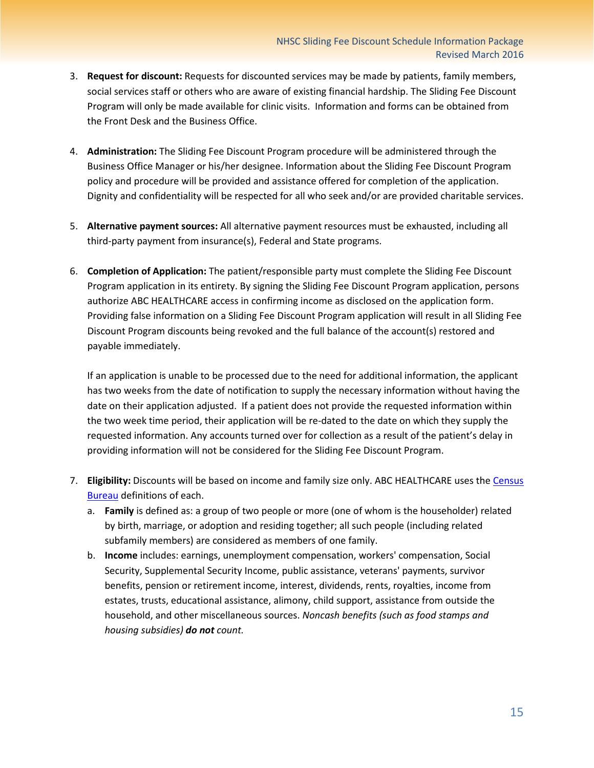3. **Request for discount:** Requests for discounted services may be made by patients, family members, social services staff or others who are aware of existing financial hardship. The Sliding Fee Discount Program will only be made available for clinic visits. Information and forms can be obtained from the Front Desk and the Business Office.

4. **Administration:** The Sliding Fee Discount Program procedure will be administered through the Business Office Manager or his/her designee. Information about the Sliding Fee Discount Program policy and procedure will be provided and assistance offered for completion of the application. Dignity and confidentiality will be respected for all who seek and/or are provided charitable services.

5. **Alternative payment sources:** All alternative payment resources must be exhausted, including all third-party payment from insurance(s), Federal and State programs.

6. **Completion of Application:** The patient/responsible party must complete the Sliding Fee Discount Program application in its entirety. By signing the Sliding Fee Discount Program application, persons authorize ABC HEALTHCARE access in confirming income as disclosed on the application form. Providing false information on a Sliding Fee Discount Program application will result in all Sliding Fee Discount Program discounts being revoked and the full balance of the account(s) restored and payable immediately.

   If an application is unable to be processed due to the need for additional information, the applicant has two weeks from the date of notification to supply the necessary information without having the date on their application adjusted. If a patient does not provide the requested information within the two week time period, their application will be re-dated to the date on which they supply the requested information. Any accounts turned over for collection as a result of the patient's delay in providing information will not be considered for the Sliding Fee Discount Program.

7. **Eligibility:** Discounts will be based on income and family size only. ABC HEALTHCARE uses the Census Bureau definitions of each.
   a. **Family** is defined as: a group of two people or more (one of whom is the householder) related by birth, marriage, or adoption and residing together; all such people (including related subfamily members) are considered as members of one family.
   b. **Income** includes: earnings, unemployment compensation, workers' compensation, Social Security, Supplemental Security Income, public assistance, veterans' payments, survivor benefits, pension or retirement income, interest, dividends, rents, royalties, income from estates, trusts, educational assistance, alimony, child support, assistance from outside the household, and other miscellaneous sources. *Noncash benefits (such as food stamps and housing subsidies)* ***do not*** *count.*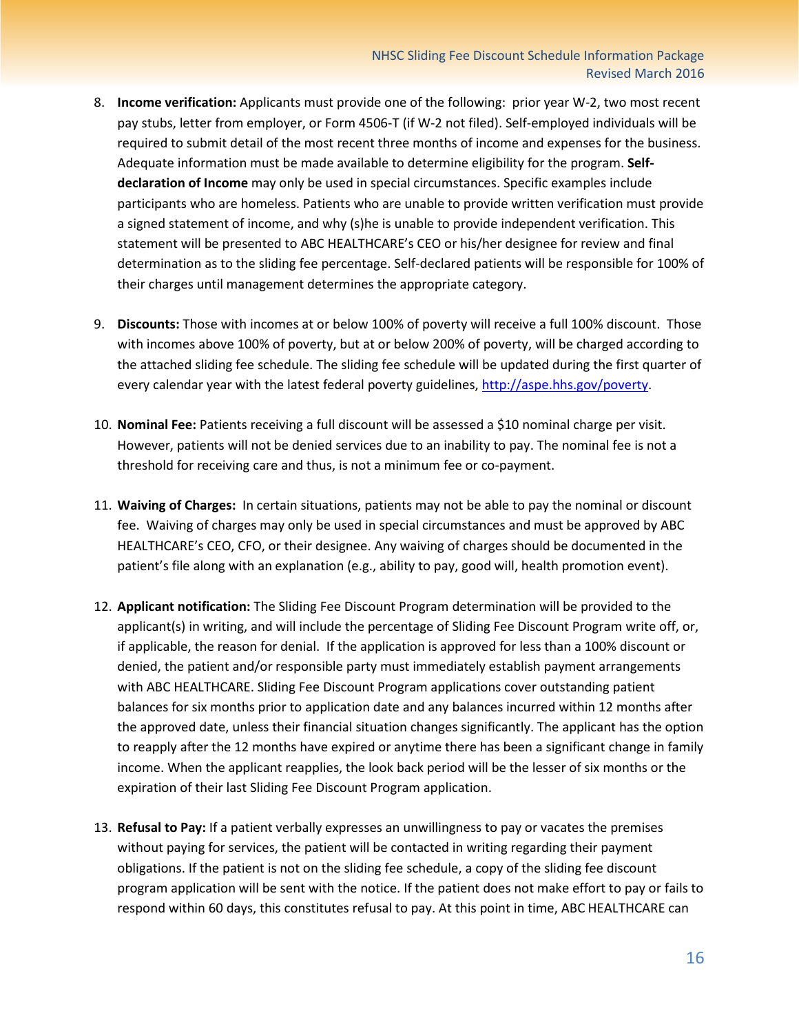8. **Income verification:** Applicants must provide one of the following: prior year W-2, two most recent pay stubs, letter from employer, or Form 4506-T (if W-2 not filed). Self-employed individuals will be required to submit detail of the most recent three months of income and expenses for the business. Adequate information must be made available to determine eligibility for the program. **Self-declaration of Income** may only be used in special circumstances. Specific examples include participants who are homeless. Patients who are unable to provide written verification must provide a signed statement of income, and why (s)he is unable to provide independent verification. This statement will be presented to ABC HEALTHCARE's CEO or his/her designee for review and final determination as to the sliding fee percentage. Self-declared patients will be responsible for 100% of their charges until management determines the appropriate category.

9. **Discounts:** Those with incomes at or below 100% of poverty will receive a full 100% discount. Those with incomes above 100% of poverty, but at or below 200% of poverty, will be charged according to the attached sliding fee schedule. The sliding fee schedule will be updated during the first quarter of every calendar year with the latest federal poverty guidelines, [http://aspe.hhs.gov/poverty](http://aspe.hhs.gov/poverty).

10. **Nominal Fee:** Patients receiving a full discount will be assessed a $10 nominal charge per visit. However, patients will not be denied services due to an inability to pay. The nominal fee is not a threshold for receiving care and thus, is not a minimum fee or co-payment.

11. **Waiving of Charges:** In certain situations, patients may not be able to pay the nominal or discount fee. Waiving of charges may only be used in special circumstances and must be approved by ABC HEALTHCARE's CEO, CFO, or their designee. Any waiving of charges should be documented in the patient's file along with an explanation (e.g., ability to pay, good will, health promotion event).

12. **Applicant notification:** The Sliding Fee Discount Program determination will be provided to the applicant(s) in writing, and will include the percentage of Sliding Fee Discount Program write off, or, if applicable, the reason for denial. If the application is approved for less than a 100% discount or denied, the patient and/or responsible party must immediately establish payment arrangements with ABC HEALTHCARE. Sliding Fee Discount Program applications cover outstanding patient balances for six months prior to application date and any balances incurred within 12 months after the approved date, unless their financial situation changes significantly. The applicant has the option to reapply after the 12 months have expired or anytime there has been a significant change in family income. When the applicant reapplies, the look back period will be the lesser of six months or the expiration of their last Sliding Fee Discount Program application.

13. **Refusal to Pay:** If a patient verbally expresses an unwillingness to pay or vacates the premises without paying for services, the patient will be contacted in writing regarding their payment obligations. If the patient is not on the sliding fee schedule, a copy of the sliding fee discount program application will be sent with the notice. If the patient does not make effort to pay or fails to respond within 60 days, this constitutes refusal to pay. At this point in time, ABC HEALTHCARE can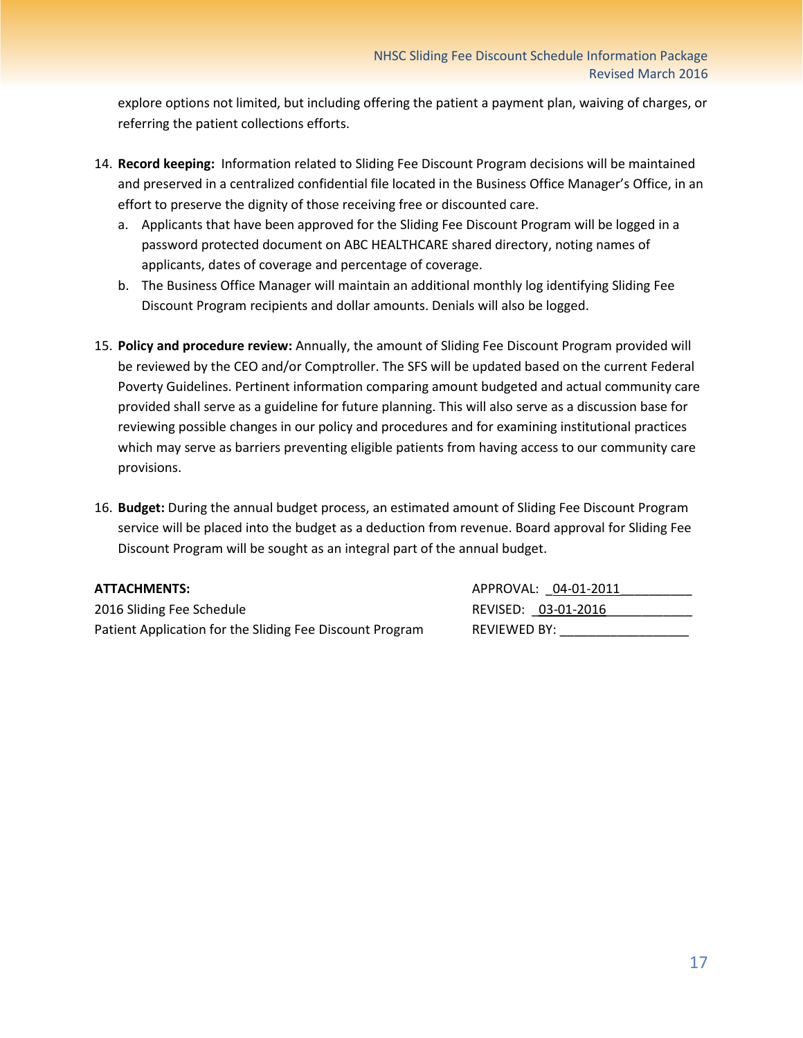explore options not limited, but including offering the patient a payment plan, waiving of charges, or referring the patient collections efforts.

14. **Record keeping:** Information related to Sliding Fee Discount Program decisions will be maintained and preserved in a centralized confidential file located in the Business Office Manager's Office, in an effort to preserve the dignity of those receiving free or discounted care.
    a. Applicants that have been approved for the Sliding Fee Discount Program will be logged in a password protected document on ABC HEALTHCARE shared directory, noting names of applicants, dates of coverage and percentage of coverage.
    b. The Business Office Manager will maintain an additional monthly log identifying Sliding Fee Discount Program recipients and dollar amounts. Denials will also be logged.

15. **Policy and procedure review:** Annually, the amount of Sliding Fee Discount Program provided will be reviewed by the CEO and/or Comptroller. The SFS will be updated based on the current Federal Poverty Guidelines. Pertinent information comparing amount budgeted and actual community care provided shall serve as a guideline for future planning. This will also serve as a discussion base for reviewing possible changes in our policy and procedures and for examining institutional practices which may serve as barriers preventing eligible patients from having access to our community care provisions.

16. **Budget:** During the annual budget process, an estimated amount of Sliding Fee Discount Program service will be placed into the budget as a deduction from revenue. Board approval for Sliding Fee Discount Program will be sought as an integral part of the annual budget.

**ATTACHMENTS:**
2016 Sliding Fee Schedule
Patient Application for the Sliding Fee Discount Program

APPROVAL: 04-01-2011
REVISED: 03-01-2016
REVIEWED BY: ___________________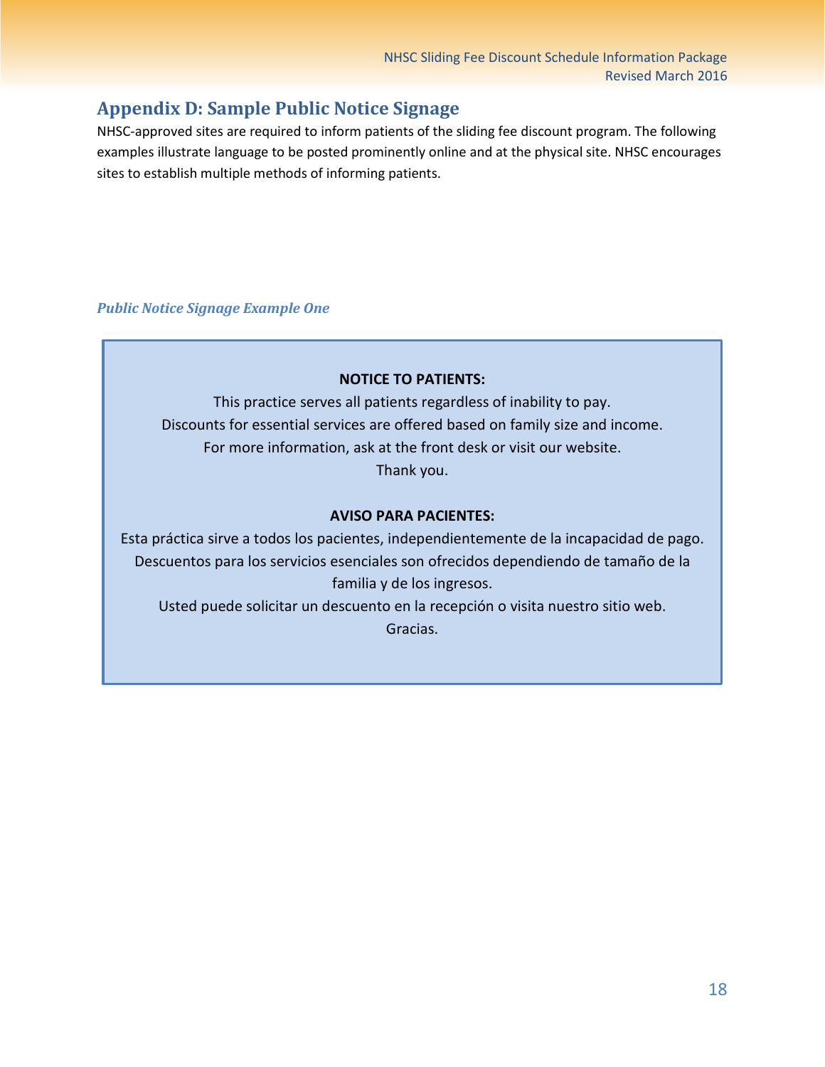## Appendix D: Sample Public Notice Signage

NHSC-approved sites are required to inform patients of the sliding fee discount program. The following examples illustrate language to be posted prominently online and at the physical site. NHSC encourages sites to establish multiple methods of informing patients.

### *Public Notice Signage Example One*

**NOTICE TO PATIENTS:**

This practice serves all patients regardless of inability to pay.
Discounts for essential services are offered based on family size and income.
For more information, ask at the front desk or visit our website.
Thank you.

**AVISO PARA PACIENTES:**

Esta práctica sirve a todos los pacientes, independientemente de la incapacidad de pago.
Descuentos para los servicios esenciales son ofrecidos dependiendo de tamaño de la familia y de los ingresos.
Usted puede solicitar un descuento en la recepción o visita nuestro sitio web.
Gracias.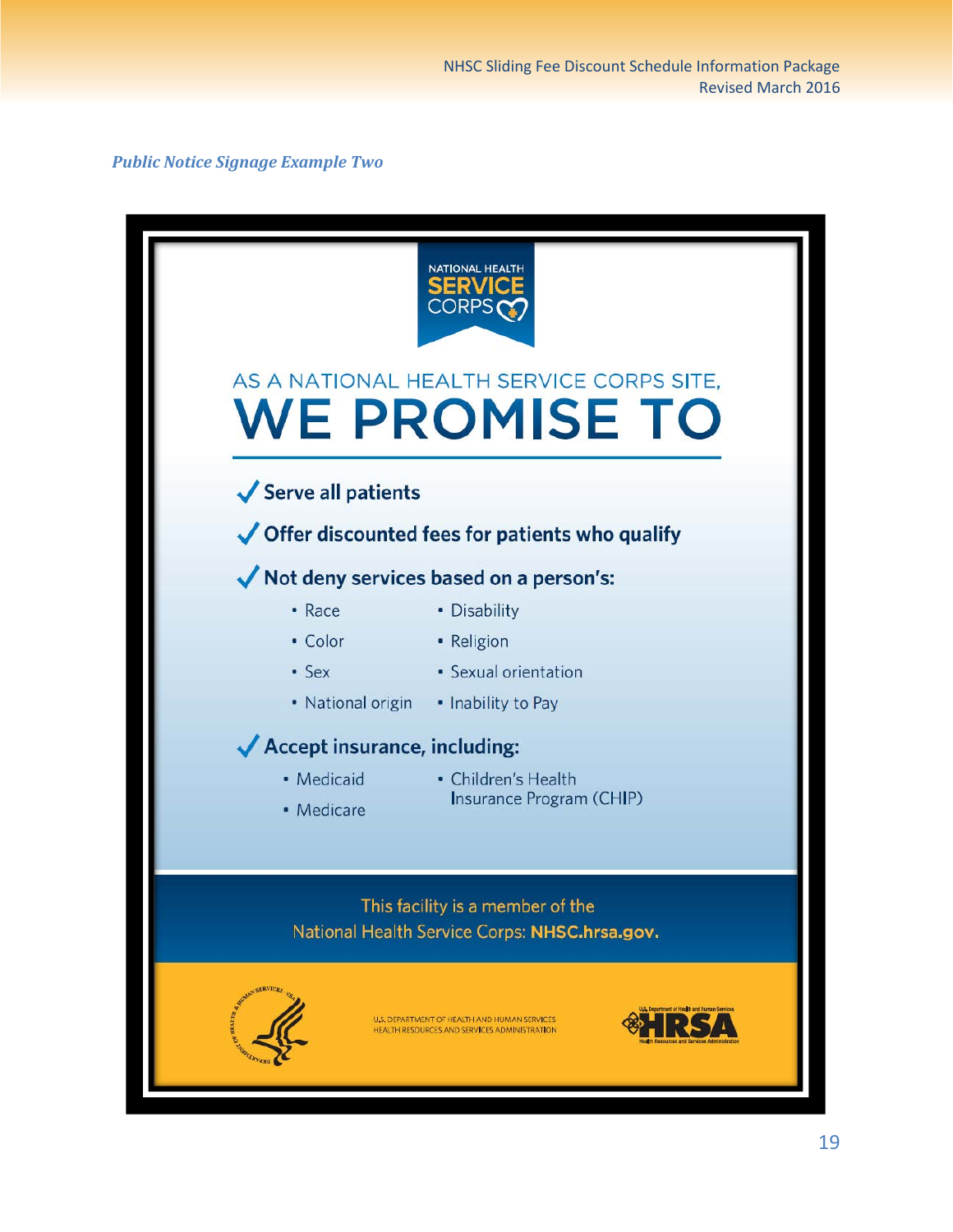*Public Notice Signage Example Two*

NATIONAL HEALTH SERVICE CORPS

AS A NATIONAL HEALTH SERVICE CORPS SITE,

# WE PROMISE TO

✓ **Serve all patients**

✓ **Offer discounted fees for patients who qualify**

✓ **Not deny services based on a person's:**

- Race
- Color
- Sex
- National origin
- Disability
- Religion
- Sexual orientation
- Inability to Pay

✓ **Accept insurance, including:**

- Medicaid
- Medicare
- Children's Health Insurance Program (CHIP)

This facility is a member of the National Health Service Corps: **NHSC.hrsa.gov.**

U.S. DEPARTMENT OF HEALTH AND HUMAN SERVICES
HEALTH RESOURCES AND SERVICES ADMINISTRATION

U.S. Department of Health and Human Services
HRSA
Health Resources and Services Administration